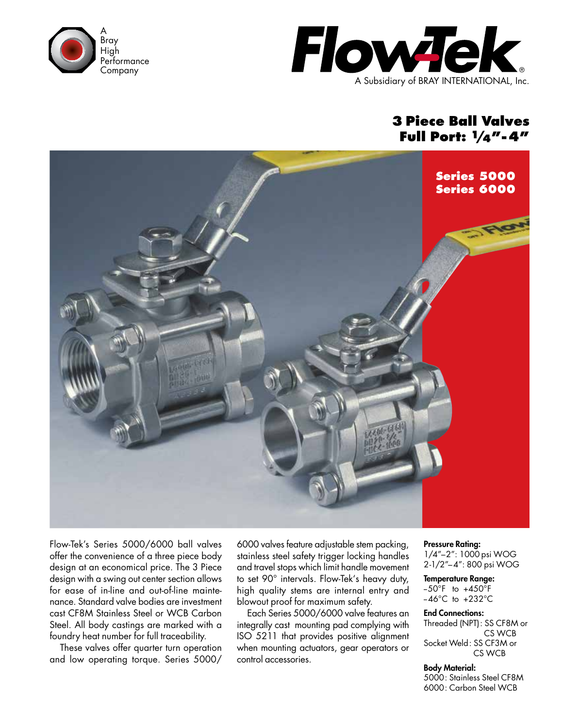A Bray High Performance Company

**Flow-Tek**®

A Subsidiary of BRAY INTERNATIONAL, Inc.

# 3 Piece Ball Valves
# Full Port: 1/4"-4"

**Series 5000**
**Series 6000**

Flow-Tek's Series 5000/6000 ball valves offer the convenience of a three piece body design at an economical price. The 3 Piece design with a swing out center section allows for ease of in-line and out-of-line maintenance. Standard valve bodies are investment cast CF8M Stainless Steel or WCB Carbon Steel. All body castings are marked with a foundry heat number for full traceability.

These valves offer quarter turn operation and low operating torque. Series 5000/6000 valves feature adjustable stem packing, stainless steel safety trigger locking handles and travel stops which limit handle movement to set 90° intervals. Flow-Tek's heavy duty, high quality stems are internal entry and blowout proof for maximum safety.

Each Series 5000/6000 valve features an integrally cast mounting pad complying with ISO 5211 that provides positive alignment when mounting actuators, gear operators or control accessories.

**Pressure Rating:**
1/4"–2": 1000 psi WOG
2-1/2"–4": 800 psi WOG

**Temperature Range:**
–50°F to +450°F
–46°C to +232°C

**End Connections:**
Threaded (NPT): SS CF8M or CS WCB
Socket Weld: SS CF3M or CS WCB

**Body Material:**
5000: Stainless Steel CF8M
6000: Carbon Steel WCB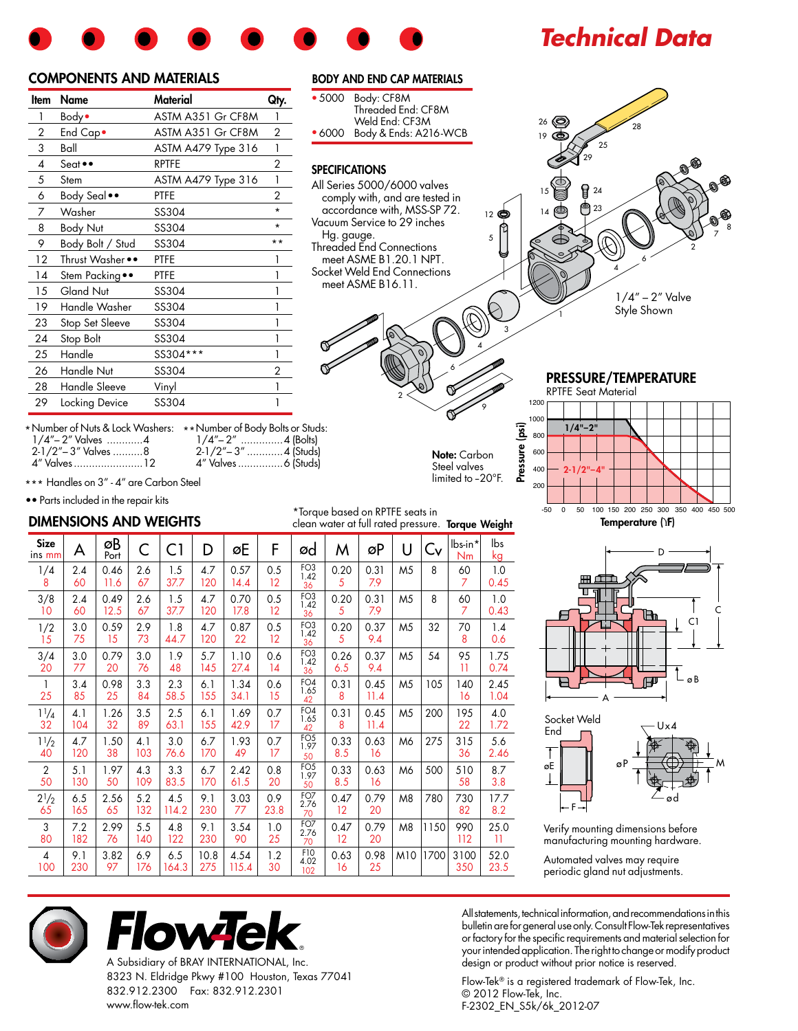# Technical Data

## COMPONENTS AND MATERIALS

| Item | Name | Material | Qty. |
|---|---|---|---|
| 1 | Body• | ASTM A351 Gr CF8M | 1 |
| 2 | End Cap• | ASTM A351 Gr CF8M | 2 |
| 3 | Ball | ASTM A479 Type 316 | 1 |
| 4 | Seat•• | RPTFE | 2 |
| 5 | Stem | ASTM A479 Type 316 | 1 |
| 6 | Body Seal•• | PTFE | 2 |
| 7 | Washer | SS304 | * |
| 8 | Body Nut | SS304 | * |
| 9 | Body Bolt / Stud | SS304 | ** |
| 12 | Thrust Washer•• | PTFE | 1 |
| 14 | Stem Packing•• | PTFE | 1 |
| 15 | Gland Nut | SS304 | 1 |
| 19 | Handle Washer | SS304 | 1 |
| 23 | Stop Set Sleeve | SS304 | 1 |
| 24 | Stop Bolt | SS304 | 1 |
| 25 | Handle | SS304*** | 1 |
| 26 | Handle Nut | SS304 | 2 |
| 28 | Handle Sleeve | Vinyl | 1 |
| 29 | Locking Device | SS304 | 1 |

*Number of Nuts & Lock Washers:
- 1/4"– 2" Valves ............4
- 2-1/2"– 3" Valves ..........8
- 4" Valves .......................12

**Number of Body Bolts or Studs:
- 1/4"– 2" ..............4 (Bolts)
- 2-1/2"– 3" ............4 (Studs)
- 4" Valves ...............6 (Studs)

*** Handles on 3" - 4" are Carbon Steel

•• Parts included in the repair kits

## BODY AND END CAP MATERIALS

- • 5000 Body: CF8M, Threaded End: CF8M, Weld End: CF3M
- • 6000 Body & Ends: A216-WCB

## SPECIFICATIONS

All Series 5000/6000 valves comply with, and are tested in accordance with, MSS-SP 72.
Vacuum Service to 29 inches Hg. gauge.
Threaded End Connections meet ASME B1.20.1 NPT.
Socket Weld End Connections meet ASME B16.11.

1/4" – 2" Valve Style Shown

**Note:** Carbon Steel valves limited to -20°F.

## PRESSURE/TEMPERATURE

RPTFE Seat Material

Pressure (psi)
1200
1000
800
600
400
200
1/4"–2"
2-1/2"–4"
-50 0 50 100 150 200 250 300 350 400 450 500
Temperature (°F)

## DIMENSIONS AND WEIGHTS

*Torque based on RPTFE seats in clean water at full rated pressure.

| Size ins mm | A | ØB Port | C | C1 | D | ØE | F | ød | M | øP | U | Cv | Torque lbs-in* Nm | Weight lbs kg |
|---|---|---|---|---|---|---|---|---|---|---|---|---|---|---|
| 1/4 8 | 2.4 60 | 0.46 11.6 | 2.6 67 | 1.5 37.7 | 4.7 120 | 0.57 14.4 | 0.5 12 | FO3 1.42 36 | 0.20 5 | 0.31 7.9 | M5 | 8 | 60 7 | 1.0 0.45 |
| 3/8 10 | 2.4 60 | 0.49 12.5 | 2.6 67 | 1.5 37.7 | 4.7 120 | 0.70 17.8 | 0.5 12 | FO3 1.42 36 | 0.20 5 | 0.31 7.9 | M5 | 8 | 60 7 | 1.0 0.43 |
| 1/2 15 | 3.0 75 | 0.59 15 | 2.9 73 | 1.8 44.7 | 4.7 120 | 0.87 22 | 0.5 12 | FO3 1.42 36 | 0.20 5 | 0.37 9.4 | M5 | 32 | 70 8 | 1.4 0.6 |
| 3/4 20 | 3.0 77 | 0.79 20 | 3.0 76 | 1.9 48 | 5.7 145 | 1.10 27.4 | 0.6 14 | FO3 1.42 36 | 0.26 6.5 | 0.37 9.4 | M5 | 54 | 95 11 | 1.75 0.74 |
| 1 25 | 3.4 85 | 0.98 25 | 3.3 84 | 2.3 58.5 | 6.1 155 | 1.34 34.1 | 0.6 15 | FO4 1.65 42 | 0.31 8 | 0.45 11.4 | M5 | 105 | 140 16 | 2.45 1.04 |
| 1 1/4 32 | 4.1 104 | 1.26 32 | 3.5 89 | 2.5 63.1 | 6.1 155 | 1.69 42.9 | 0.7 17 | FO4 1.65 42 | 0.31 8 | 0.45 11.4 | M5 | 200 | 195 22 | 4.0 1.72 |
| 1 1/2 40 | 4.7 120 | 1.50 38 | 4.1 103 | 3.0 76.6 | 6.7 170 | 1.93 49 | 0.7 17 | FO5 1.97 50 | 0.33 8.5 | 0.63 16 | M6 | 275 | 315 36 | 5.6 2.46 |
| 2 50 | 5.1 130 | 1.97 50 | 4.3 109 | 3.3 83.5 | 6.7 170 | 2.42 61.5 | 0.8 20 | FO5 1.97 50 | 0.33 8.5 | 0.63 16 | M6 | 500 | 510 58 | 8.7 3.8 |
| 2 1/2 65 | 6.5 165 | 2.56 65 | 5.2 132 | 4.5 114.2 | 9.1 230 | 3.03 77 | 0.9 23.8 | FO7 2.76 70 | 0.47 12 | 0.79 20 | M8 | 780 | 730 82 | 17.7 8.2 |
| 3 80 | 7.2 182 | 2.99 76 | 5.5 140 | 4.8 122 | 9.1 230 | 3.54 90 | 1.0 25 | FO7 2.76 70 | 0.47 12 | 0.79 20 | M8 | 1150 | 990 112 | 25.0 11 |
| 4 100 | 9.1 230 | 3.82 97 | 6.9 176 | 6.5 164.3 | 10.8 275 | 4.54 115.4 | 1.2 30 | F10 4.02 102 | 0.63 16 | 0.98 25 | M10 | 1700 | 3100 350 | 52.0 23.5 |

Socket Weld End

Verify mounting dimensions before manufacturing mounting hardware.

Automated valves may require periodic gland nut adjustments.

**Flow-Tek**
A Subsidiary of BRAY INTERNATIONAL, Inc.
8323 N. Eldridge Pkwy #100 Houston, Texas 77041
832.912.2300 Fax: 832.912.2301
www.flow-tek.com

All statements, technical information, and recommendations in this bulletin are for general use only. Consult Flow-Tek representatives or factory for the specific requirements and material selection for your intended application. The right to change or modify product design or product without prior notice is reserved.

Flow-Tek® is a registered trademark of Flow-Tek, Inc.
© 2012 Flow-Tek, Inc.
F-2302_EN_S5k/6k_2012-07